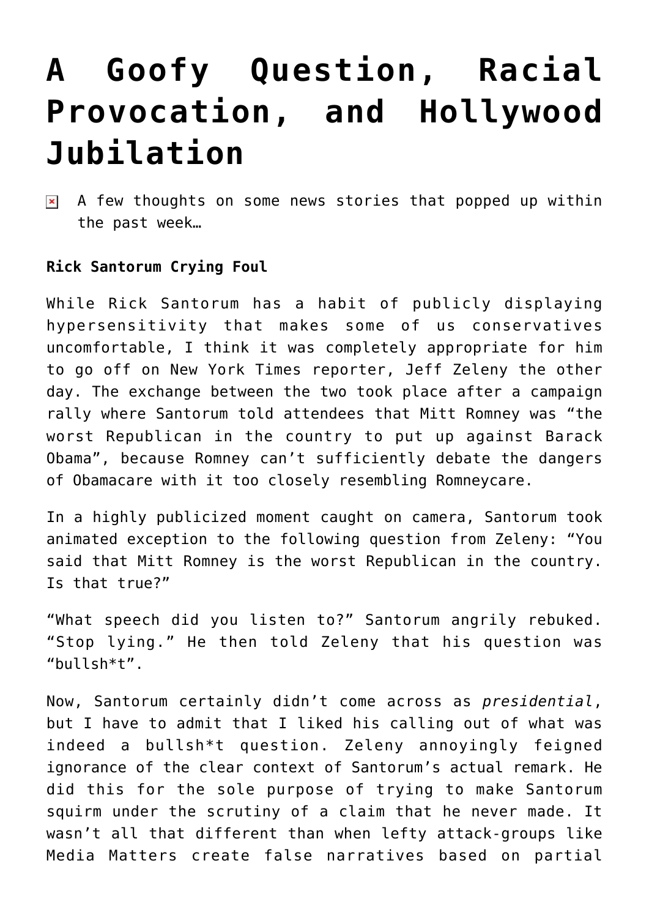# A Goofy Question, Racial Provocation, and Hollywood Jubilation

A few thoughts on some news stories that popped up within the past week…

**Rick Santorum Crying Foul**

While Rick Santorum has a habit of publicly displaying hypersensitivity that makes some of us conservatives uncomfortable, I think it was completely appropriate for him to go off on New York Times reporter, Jeff Zeleny the other day. The exchange between the two took place after a campaign rally where Santorum told attendees that Mitt Romney was "the worst Republican in the country to put up against Barack Obama", because Romney can't sufficiently debate the dangers of Obamacare with it too closely resembling Romneycare.

In a highly publicized moment caught on camera, Santorum took animated exception to the following question from Zeleny: "You said that Mitt Romney is the worst Republican in the country. Is that true?"

"What speech did you listen to?" Santorum angrily rebuked. "Stop lying." He then told Zeleny that his question was "bullsh*t".

Now, Santorum certainly didn't come across as *presidential*, but I have to admit that I liked his calling out of what was indeed a bullsh*t question. Zeleny annoyingly feigned ignorance of the clear context of Santorum's actual remark. He did this for the sole purpose of trying to make Santorum squirm under the scrutiny of a claim that he never made. It wasn't all that different than when lefty attack-groups like Media Matters create false narratives based on partial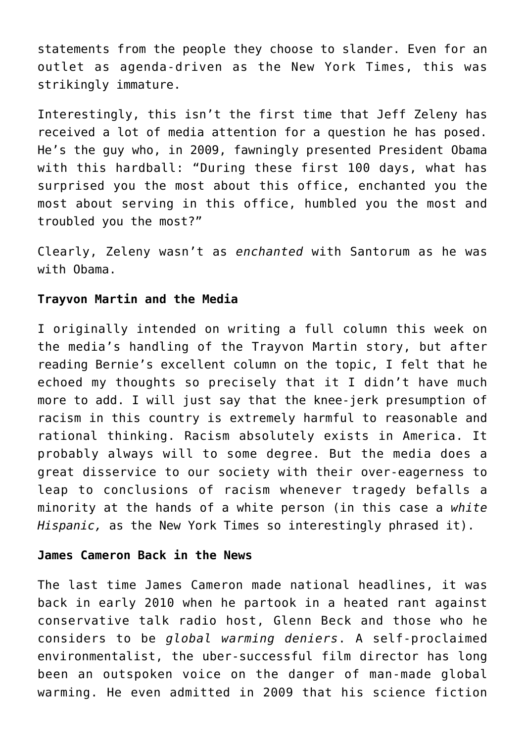statements from the people they choose to slander. Even for an outlet as agenda-driven as the New York Times, this was strikingly immature.

Interestingly, this isn't the first time that Jeff Zeleny has received a lot of media attention for a question he has posed. He's the guy who, in 2009, fawningly presented President Obama with this hardball: "During these first 100 days, what has surprised you the most about this office, enchanted you the most about serving in this office, humbled you the most and troubled you the most?"

Clearly, Zeleny wasn't as *enchanted* with Santorum as he was with Obama.

**Trayvon Martin and the Media**

I originally intended on writing a full column this week on the media's handling of the Trayvon Martin story, but after reading Bernie's excellent column on the topic, I felt that he echoed my thoughts so precisely that it I didn't have much more to add. I will just say that the knee-jerk presumption of racism in this country is extremely harmful to reasonable and rational thinking. Racism absolutely exists in America. It probably always will to some degree. But the media does a great disservice to our society with their over-eagerness to leap to conclusions of racism whenever tragedy befalls a minority at the hands of a white person (in this case a *white Hispanic,* as the New York Times so interestingly phrased it).

**James Cameron Back in the News**

The last time James Cameron made national headlines, it was back in early 2010 when he partook in a heated rant against conservative talk radio host, Glenn Beck and those who he considers to be *global warming deniers*. A self-proclaimed environmentalist, the uber-successful film director has long been an outspoken voice on the danger of man-made global warming. He even admitted in 2009 that his science fiction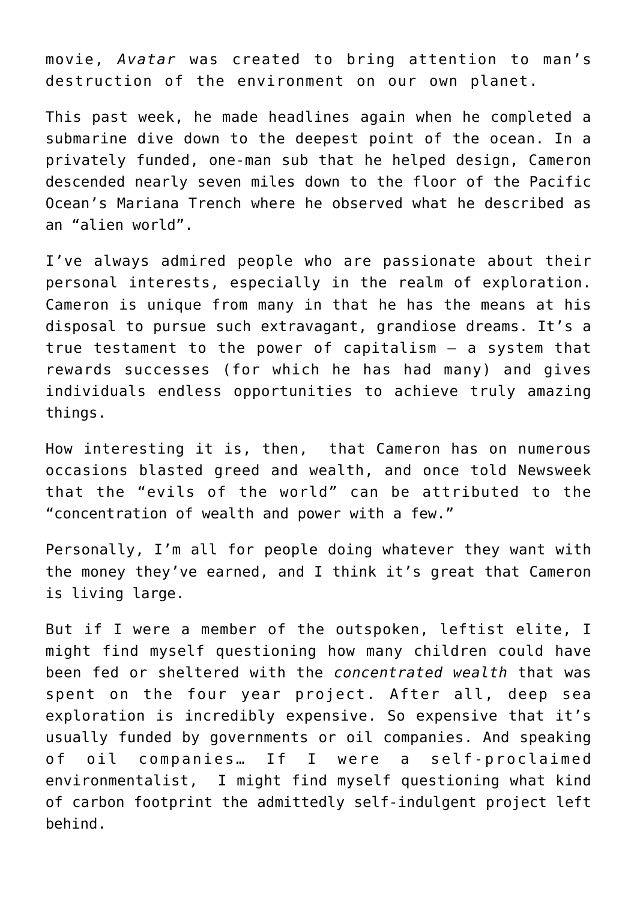movie, *Avatar* was created to bring attention to man's destruction of the environment on our own planet.

This past week, he made headlines again when he completed a submarine dive down to the deepest point of the ocean. In a privately funded, one-man sub that he helped design, Cameron descended nearly seven miles down to the floor of the Pacific Ocean's Mariana Trench where he observed what he described as an "alien world".

I've always admired people who are passionate about their personal interests, especially in the realm of exploration. Cameron is unique from many in that he has the means at his disposal to pursue such extravagant, grandiose dreams. It's a true testament to the power of capitalism – a system that rewards successes (for which he has had many) and gives individuals endless opportunities to achieve truly amazing things.

How interesting it is, then, that Cameron has on numerous occasions blasted greed and wealth, and once told Newsweek that the "evils of the world" can be attributed to the "concentration of wealth and power with a few."

Personally, I'm all for people doing whatever they want with the money they've earned, and I think it's great that Cameron is living large.

But if I were a member of the outspoken, leftist elite, I might find myself questioning how many children could have been fed or sheltered with the *concentrated wealth* that was spent on the four year project. After all, deep sea exploration is incredibly expensive. So expensive that it's usually funded by governments or oil companies. And speaking of oil companies… If I were a self-proclaimed environmentalist, I might find myself questioning what kind of carbon footprint the admittedly self-indulgent project left behind.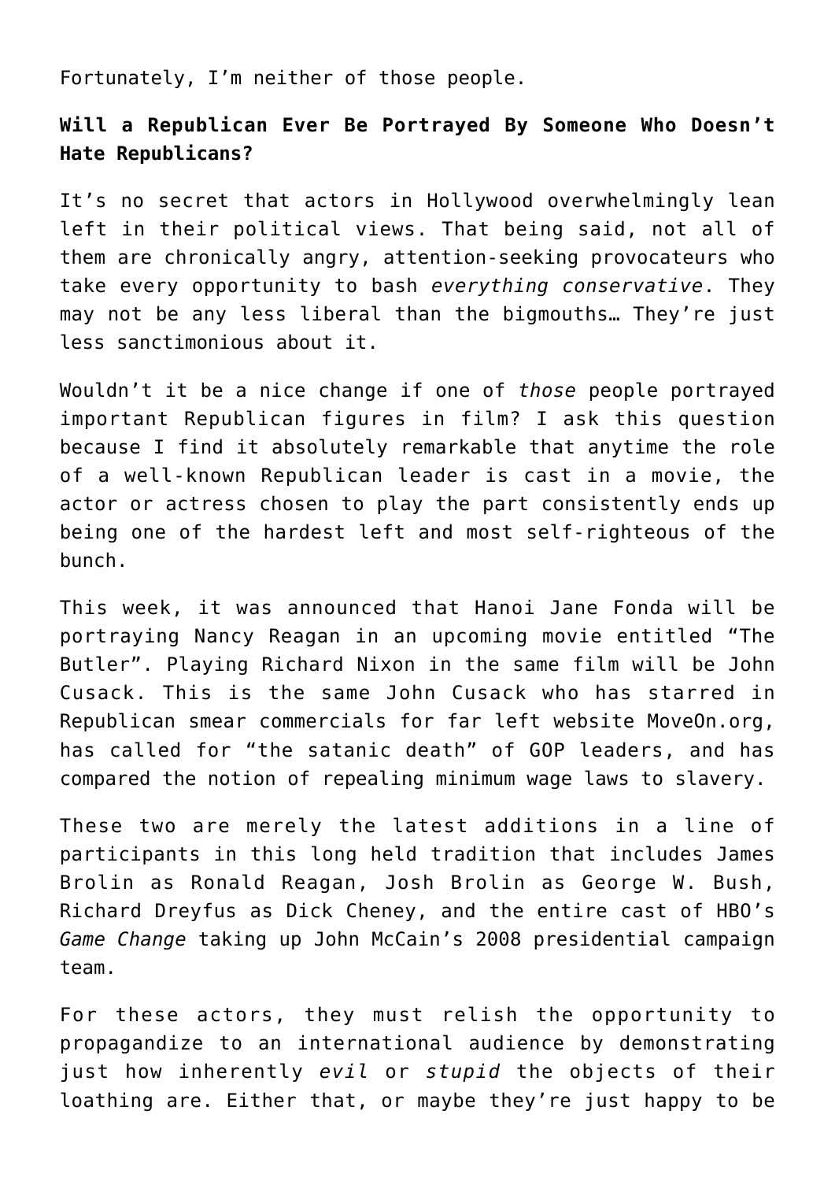Fortunately, I'm neither of those people.

**Will a Republican Ever Be Portrayed By Someone Who Doesn't Hate Republicans?**

It's no secret that actors in Hollywood overwhelmingly lean left in their political views. That being said, not all of them are chronically angry, attention-seeking provocateurs who take every opportunity to bash *everything conservative*. They may not be any less liberal than the bigmouths… They're just less sanctimonious about it.

Wouldn't it be a nice change if one of *those* people portrayed important Republican figures in film? I ask this question because I find it absolutely remarkable that anytime the role of a well-known Republican leader is cast in a movie, the actor or actress chosen to play the part consistently ends up being one of the hardest left and most self-righteous of the bunch.

This week, it was announced that Hanoi Jane Fonda will be portraying Nancy Reagan in an upcoming movie entitled "The Butler". Playing Richard Nixon in the same film will be John Cusack. This is the same John Cusack who has starred in Republican smear commercials for far left website MoveOn.org, has called for "the satanic death" of GOP leaders, and has compared the notion of repealing minimum wage laws to slavery.

These two are merely the latest additions in a line of participants in this long held tradition that includes James Brolin as Ronald Reagan, Josh Brolin as George W. Bush, Richard Dreyfus as Dick Cheney, and the entire cast of HBO's *Game Change* taking up John McCain's 2008 presidential campaign team.

For these actors, they must relish the opportunity to propagandize to an international audience by demonstrating just how inherently *evil* or *stupid* the objects of their loathing are. Either that, or maybe they're just happy to be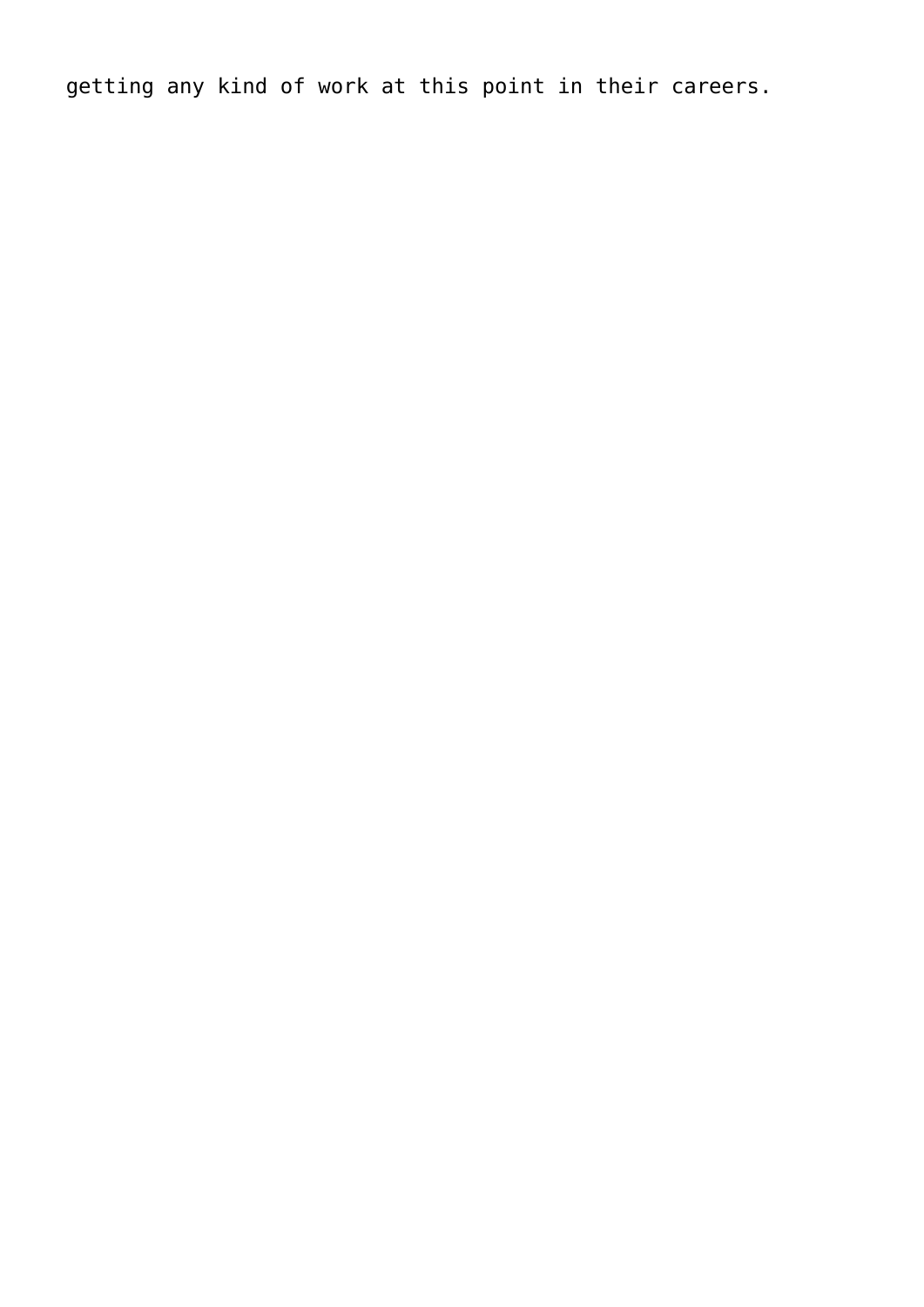getting any kind of work at this point in their careers.